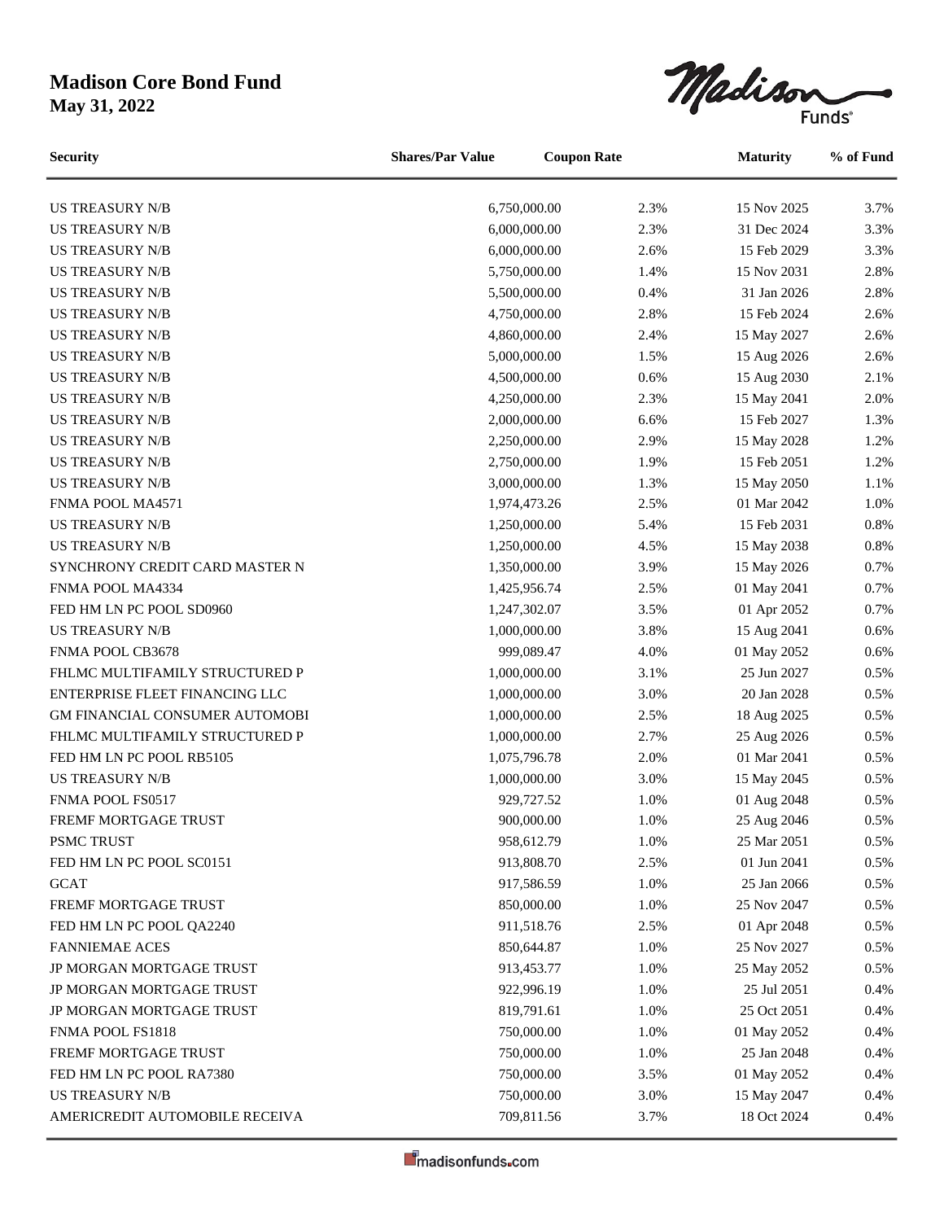# Madison Core Bond Fund

**May 31, 2022**

| Security | Shares/Par Value | Coupon Rate | Maturity | % of Fund |
|---|---|---|---|---|
| US TREASURY N/B | 6,750,000.00 | 2.3% | 15 Nov 2025 | 3.7% |
| US TREASURY N/B | 6,000,000.00 | 2.3% | 31 Dec 2024 | 3.3% |
| US TREASURY N/B | 6,000,000.00 | 2.6% | 15 Feb 2029 | 3.3% |
| US TREASURY N/B | 5,750,000.00 | 1.4% | 15 Nov 2031 | 2.8% |
| US TREASURY N/B | 5,500,000.00 | 0.4% | 31 Jan 2026 | 2.8% |
| US TREASURY N/B | 4,750,000.00 | 2.8% | 15 Feb 2024 | 2.6% |
| US TREASURY N/B | 4,860,000.00 | 2.4% | 15 May 2027 | 2.6% |
| US TREASURY N/B | 5,000,000.00 | 1.5% | 15 Aug 2026 | 2.6% |
| US TREASURY N/B | 4,500,000.00 | 0.6% | 15 Aug 2030 | 2.1% |
| US TREASURY N/B | 4,250,000.00 | 2.3% | 15 May 2041 | 2.0% |
| US TREASURY N/B | 2,000,000.00 | 6.6% | 15 Feb 2027 | 1.3% |
| US TREASURY N/B | 2,250,000.00 | 2.9% | 15 May 2028 | 1.2% |
| US TREASURY N/B | 2,750,000.00 | 1.9% | 15 Feb 2051 | 1.2% |
| US TREASURY N/B | 3,000,000.00 | 1.3% | 15 May 2050 | 1.1% |
| FNMA POOL MA4571 | 1,974,473.26 | 2.5% | 01 Mar 2042 | 1.0% |
| US TREASURY N/B | 1,250,000.00 | 5.4% | 15 Feb 2031 | 0.8% |
| US TREASURY N/B | 1,250,000.00 | 4.5% | 15 May 2038 | 0.8% |
| SYNCHRONY CREDIT CARD MASTER N | 1,350,000.00 | 3.9% | 15 May 2026 | 0.7% |
| FNMA POOL MA4334 | 1,425,956.74 | 2.5% | 01 May 2041 | 0.7% |
| FED HM LN PC POOL SD0960 | 1,247,302.07 | 3.5% | 01 Apr 2052 | 0.7% |
| US TREASURY N/B | 1,000,000.00 | 3.8% | 15 Aug 2041 | 0.6% |
| FNMA POOL CB3678 | 999,089.47 | 4.0% | 01 May 2052 | 0.6% |
| FHLMC MULTIFAMILY STRUCTURED P | 1,000,000.00 | 3.1% | 25 Jun 2027 | 0.5% |
| ENTERPRISE FLEET FINANCING LLC | 1,000,000.00 | 3.0% | 20 Jan 2028 | 0.5% |
| GM FINANCIAL CONSUMER AUTOMOBI | 1,000,000.00 | 2.5% | 18 Aug 2025 | 0.5% |
| FHLMC MULTIFAMILY STRUCTURED P | 1,000,000.00 | 2.7% | 25 Aug 2026 | 0.5% |
| FED HM LN PC POOL RB5105 | 1,075,796.78 | 2.0% | 01 Mar 2041 | 0.5% |
| US TREASURY N/B | 1,000,000.00 | 3.0% | 15 May 2045 | 0.5% |
| FNMA POOL FS0517 | 929,727.52 | 1.0% | 01 Aug 2048 | 0.5% |
| FREMF MORTGAGE TRUST | 900,000.00 | 1.0% | 25 Aug 2046 | 0.5% |
| PSMC TRUST | 958,612.79 | 1.0% | 25 Mar 2051 | 0.5% |
| FED HM LN PC POOL SC0151 | 913,808.70 | 2.5% | 01 Jun 2041 | 0.5% |
| GCAT | 917,586.59 | 1.0% | 25 Jan 2066 | 0.5% |
| FREMF MORTGAGE TRUST | 850,000.00 | 1.0% | 25 Nov 2047 | 0.5% |
| FED HM LN PC POOL QA2240 | 911,518.76 | 2.5% | 01 Apr 2048 | 0.5% |
| FANNIEMAE ACES | 850,644.87 | 1.0% | 25 Nov 2027 | 0.5% |
| JP MORGAN MORTGAGE TRUST | 913,453.77 | 1.0% | 25 May 2052 | 0.5% |
| JP MORGAN MORTGAGE TRUST | 922,996.19 | 1.0% | 25 Jul 2051 | 0.4% |
| JP MORGAN MORTGAGE TRUST | 819,791.61 | 1.0% | 25 Oct 2051 | 0.4% |
| FNMA POOL FS1818 | 750,000.00 | 1.0% | 01 May 2052 | 0.4% |
| FREMF MORTGAGE TRUST | 750,000.00 | 1.0% | 25 Jan 2048 | 0.4% |
| FED HM LN PC POOL RA7380 | 750,000.00 | 3.5% | 01 May 2052 | 0.4% |
| US TREASURY N/B | 750,000.00 | 3.0% | 15 May 2047 | 0.4% |
| AMERICREDIT AUTOMOBILE RECEIVA | 709,811.56 | 3.7% | 18 Oct 2024 | 0.4% |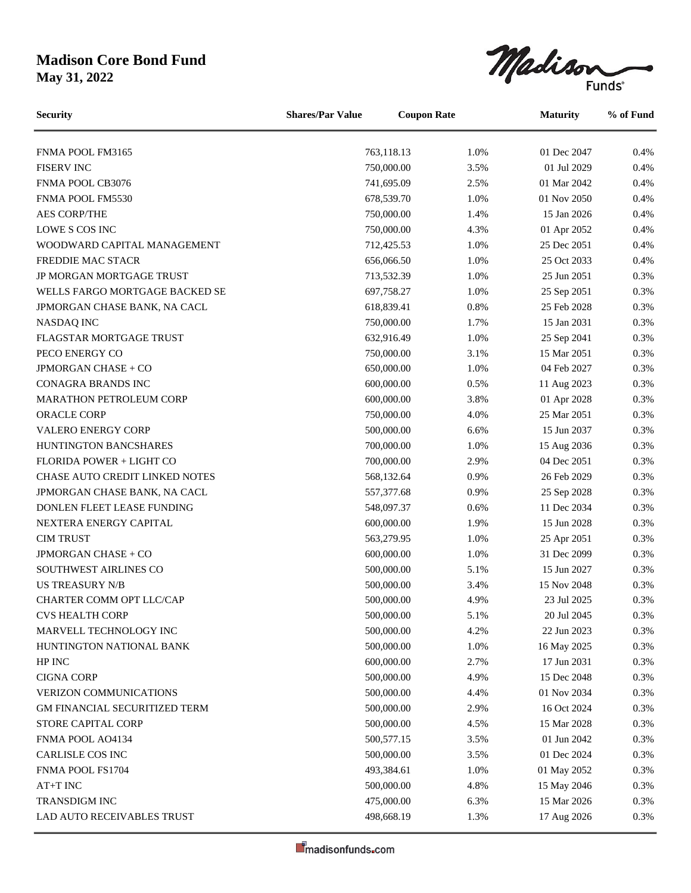# Madison Core Bond Fund

**May 31, 2022**

| Security | Shares/Par Value | Coupon Rate | Maturity | % of Fund |
|---|---|---|---|---|
| FNMA POOL FM3165 | 763,118.13 | 1.0% | 01 Dec 2047 | 0.4% |
| FISERV INC | 750,000.00 | 3.5% | 01 Jul 2029 | 0.4% |
| FNMA POOL CB3076 | 741,695.09 | 2.5% | 01 Mar 2042 | 0.4% |
| FNMA POOL FM5530 | 678,539.70 | 1.0% | 01 Nov 2050 | 0.4% |
| AES CORP/THE | 750,000.00 | 1.4% | 15 Jan 2026 | 0.4% |
| LOWE S COS INC | 750,000.00 | 4.3% | 01 Apr 2052 | 0.4% |
| WOODWARD CAPITAL MANAGEMENT | 712,425.53 | 1.0% | 25 Dec 2051 | 0.4% |
| FREDDIE MAC STACR | 656,066.50 | 1.0% | 25 Oct 2033 | 0.4% |
| JP MORGAN MORTGAGE TRUST | 713,532.39 | 1.0% | 25 Jun 2051 | 0.3% |
| WELLS FARGO MORTGAGE BACKED SE | 697,758.27 | 1.0% | 25 Sep 2051 | 0.3% |
| JPMORGAN CHASE BANK, NA CACL | 618,839.41 | 0.8% | 25 Feb 2028 | 0.3% |
| NASDAQ INC | 750,000.00 | 1.7% | 15 Jan 2031 | 0.3% |
| FLAGSTAR MORTGAGE TRUST | 632,916.49 | 1.0% | 25 Sep 2041 | 0.3% |
| PECO ENERGY CO | 750,000.00 | 3.1% | 15 Mar 2051 | 0.3% |
| JPMORGAN CHASE + CO | 650,000.00 | 1.0% | 04 Feb 2027 | 0.3% |
| CONAGRA BRANDS INC | 600,000.00 | 0.5% | 11 Aug 2023 | 0.3% |
| MARATHON PETROLEUM CORP | 600,000.00 | 3.8% | 01 Apr 2028 | 0.3% |
| ORACLE CORP | 750,000.00 | 4.0% | 25 Mar 2051 | 0.3% |
| VALERO ENERGY CORP | 500,000.00 | 6.6% | 15 Jun 2037 | 0.3% |
| HUNTINGTON BANCSHARES | 700,000.00 | 1.0% | 15 Aug 2036 | 0.3% |
| FLORIDA POWER + LIGHT CO | 700,000.00 | 2.9% | 04 Dec 2051 | 0.3% |
| CHASE AUTO CREDIT LINKED NOTES | 568,132.64 | 0.9% | 26 Feb 2029 | 0.3% |
| JPMORGAN CHASE BANK, NA CACL | 557,377.68 | 0.9% | 25 Sep 2028 | 0.3% |
| DONLEN FLEET LEASE FUNDING | 548,097.37 | 0.6% | 11 Dec 2034 | 0.3% |
| NEXTERA ENERGY CAPITAL | 600,000.00 | 1.9% | 15 Jun 2028 | 0.3% |
| CIM TRUST | 563,279.95 | 1.0% | 25 Apr 2051 | 0.3% |
| JPMORGAN CHASE + CO | 600,000.00 | 1.0% | 31 Dec 2099 | 0.3% |
| SOUTHWEST AIRLINES CO | 500,000.00 | 5.1% | 15 Jun 2027 | 0.3% |
| US TREASURY N/B | 500,000.00 | 3.4% | 15 Nov 2048 | 0.3% |
| CHARTER COMM OPT LLC/CAP | 500,000.00 | 4.9% | 23 Jul 2025 | 0.3% |
| CVS HEALTH CORP | 500,000.00 | 5.1% | 20 Jul 2045 | 0.3% |
| MARVELL TECHNOLOGY INC | 500,000.00 | 4.2% | 22 Jun 2023 | 0.3% |
| HUNTINGTON NATIONAL BANK | 500,000.00 | 1.0% | 16 May 2025 | 0.3% |
| HP INC | 600,000.00 | 2.7% | 17 Jun 2031 | 0.3% |
| CIGNA CORP | 500,000.00 | 4.9% | 15 Dec 2048 | 0.3% |
| VERIZON COMMUNICATIONS | 500,000.00 | 4.4% | 01 Nov 2034 | 0.3% |
| GM FINANCIAL SECURITIZED TERM | 500,000.00 | 2.9% | 16 Oct 2024 | 0.3% |
| STORE CAPITAL CORP | 500,000.00 | 4.5% | 15 Mar 2028 | 0.3% |
| FNMA POOL AO4134 | 500,577.15 | 3.5% | 01 Jun 2042 | 0.3% |
| CARLISLE COS INC | 500,000.00 | 3.5% | 01 Dec 2024 | 0.3% |
| FNMA POOL FS1704 | 493,384.61 | 1.0% | 01 May 2052 | 0.3% |
| AT+T INC | 500,000.00 | 4.8% | 15 May 2046 | 0.3% |
| TRANSDIGM INC | 475,000.00 | 6.3% | 15 Mar 2026 | 0.3% |
| LAD AUTO RECEIVABLES TRUST | 498,668.19 | 1.3% | 17 Aug 2026 | 0.3% |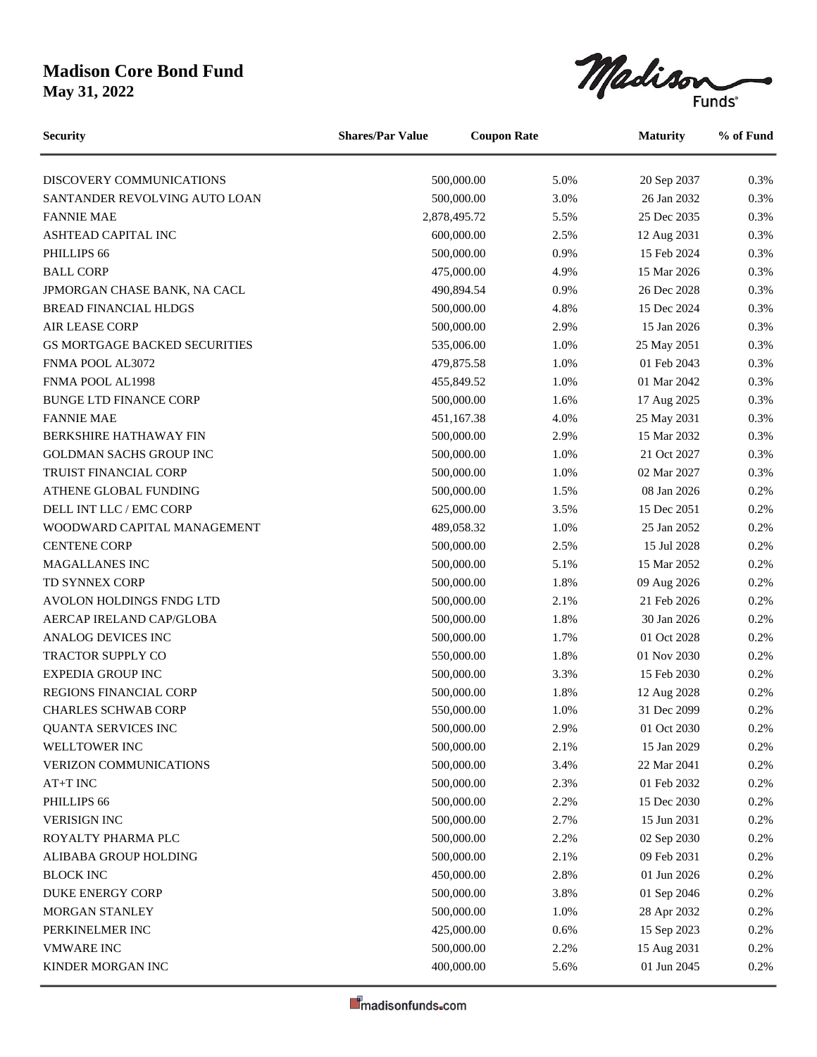# Madison Core Bond Fund

**May 31, 2022**

| Security | Shares/Par Value | Coupon Rate | Maturity | % of Fund |
|---|---|---|---|---|
| DISCOVERY COMMUNICATIONS | 500,000.00 | 5.0% | 20 Sep 2037 | 0.3% |
| SANTANDER REVOLVING AUTO LOAN | 500,000.00 | 3.0% | 26 Jan 2032 | 0.3% |
| FANNIE MAE | 2,878,495.72 | 5.5% | 25 Dec 2035 | 0.3% |
| ASHTEAD CAPITAL INC | 600,000.00 | 2.5% | 12 Aug 2031 | 0.3% |
| PHILLIPS 66 | 500,000.00 | 0.9% | 15 Feb 2024 | 0.3% |
| BALL CORP | 475,000.00 | 4.9% | 15 Mar 2026 | 0.3% |
| JPMORGAN CHASE BANK, NA CACL | 490,894.54 | 0.9% | 26 Dec 2028 | 0.3% |
| BREAD FINANCIAL HLDGS | 500,000.00 | 4.8% | 15 Dec 2024 | 0.3% |
| AIR LEASE CORP | 500,000.00 | 2.9% | 15 Jan 2026 | 0.3% |
| GS MORTGAGE BACKED SECURITIES | 535,006.00 | 1.0% | 25 May 2051 | 0.3% |
| FNMA POOL AL3072 | 479,875.58 | 1.0% | 01 Feb 2043 | 0.3% |
| FNMA POOL AL1998 | 455,849.52 | 1.0% | 01 Mar 2042 | 0.3% |
| BUNGE LTD FINANCE CORP | 500,000.00 | 1.6% | 17 Aug 2025 | 0.3% |
| FANNIE MAE | 451,167.38 | 4.0% | 25 May 2031 | 0.3% |
| BERKSHIRE HATHAWAY FIN | 500,000.00 | 2.9% | 15 Mar 2032 | 0.3% |
| GOLDMAN SACHS GROUP INC | 500,000.00 | 1.0% | 21 Oct 2027 | 0.3% |
| TRUIST FINANCIAL CORP | 500,000.00 | 1.0% | 02 Mar 2027 | 0.3% |
| ATHENE GLOBAL FUNDING | 500,000.00 | 1.5% | 08 Jan 2026 | 0.2% |
| DELL INT LLC / EMC CORP | 625,000.00 | 3.5% | 15 Dec 2051 | 0.2% |
| WOODWARD CAPITAL MANAGEMENT | 489,058.32 | 1.0% | 25 Jan 2052 | 0.2% |
| CENTENE CORP | 500,000.00 | 2.5% | 15 Jul 2028 | 0.2% |
| MAGALLANES INC | 500,000.00 | 5.1% | 15 Mar 2052 | 0.2% |
| TD SYNNEX CORP | 500,000.00 | 1.8% | 09 Aug 2026 | 0.2% |
| AVOLON HOLDINGS FNDG LTD | 500,000.00 | 2.1% | 21 Feb 2026 | 0.2% |
| AERCAP IRELAND CAP/GLOBA | 500,000.00 | 1.8% | 30 Jan 2026 | 0.2% |
| ANALOG DEVICES INC | 500,000.00 | 1.7% | 01 Oct 2028 | 0.2% |
| TRACTOR SUPPLY CO | 550,000.00 | 1.8% | 01 Nov 2030 | 0.2% |
| EXPEDIA GROUP INC | 500,000.00 | 3.3% | 15 Feb 2030 | 0.2% |
| REGIONS FINANCIAL CORP | 500,000.00 | 1.8% | 12 Aug 2028 | 0.2% |
| CHARLES SCHWAB CORP | 550,000.00 | 1.0% | 31 Dec 2099 | 0.2% |
| QUANTA SERVICES INC | 500,000.00 | 2.9% | 01 Oct 2030 | 0.2% |
| WELLTOWER INC | 500,000.00 | 2.1% | 15 Jan 2029 | 0.2% |
| VERIZON COMMUNICATIONS | 500,000.00 | 3.4% | 22 Mar 2041 | 0.2% |
| AT+T INC | 500,000.00 | 2.3% | 01 Feb 2032 | 0.2% |
| PHILLIPS 66 | 500,000.00 | 2.2% | 15 Dec 2030 | 0.2% |
| VERISIGN INC | 500,000.00 | 2.7% | 15 Jun 2031 | 0.2% |
| ROYALTY PHARMA PLC | 500,000.00 | 2.2% | 02 Sep 2030 | 0.2% |
| ALIBABA GROUP HOLDING | 500,000.00 | 2.1% | 09 Feb 2031 | 0.2% |
| BLOCK INC | 450,000.00 | 2.8% | 01 Jun 2026 | 0.2% |
| DUKE ENERGY CORP | 500,000.00 | 3.8% | 01 Sep 2046 | 0.2% |
| MORGAN STANLEY | 500,000.00 | 1.0% | 28 Apr 2032 | 0.2% |
| PERKINELMER INC | 425,000.00 | 0.6% | 15 Sep 2023 | 0.2% |
| VMWARE INC | 500,000.00 | 2.2% | 15 Aug 2031 | 0.2% |
| KINDER MORGAN INC | 400,000.00 | 5.6% | 01 Jun 2045 | 0.2% |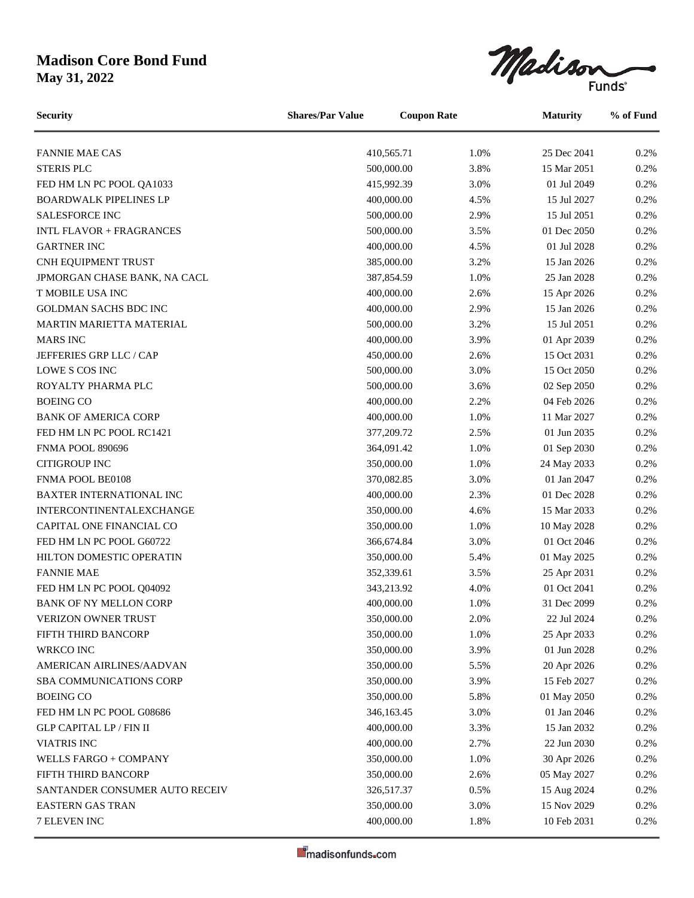# Madison Core Bond Fund

**May 31, 2022**

| Security | Shares/Par Value | Coupon Rate | Maturity | % of Fund |
|---|---|---|---|---|
| FANNIE MAE CAS | 410,565.71 | 1.0% | 25 Dec 2041 | 0.2% |
| STERIS PLC | 500,000.00 | 3.8% | 15 Mar 2051 | 0.2% |
| FED HM LN PC POOL QA1033 | 415,992.39 | 3.0% | 01 Jul 2049 | 0.2% |
| BOARDWALK PIPELINES LP | 400,000.00 | 4.5% | 15 Jul 2027 | 0.2% |
| SALESFORCE INC | 500,000.00 | 2.9% | 15 Jul 2051 | 0.2% |
| INTL FLAVOR + FRAGRANCES | 500,000.00 | 3.5% | 01 Dec 2050 | 0.2% |
| GARTNER INC | 400,000.00 | 4.5% | 01 Jul 2028 | 0.2% |
| CNH EQUIPMENT TRUST | 385,000.00 | 3.2% | 15 Jan 2026 | 0.2% |
| JPMORGAN CHASE BANK, NA CACL | 387,854.59 | 1.0% | 25 Jan 2028 | 0.2% |
| T MOBILE USA INC | 400,000.00 | 2.6% | 15 Apr 2026 | 0.2% |
| GOLDMAN SACHS BDC INC | 400,000.00 | 2.9% | 15 Jan 2026 | 0.2% |
| MARTIN MARIETTA MATERIAL | 500,000.00 | 3.2% | 15 Jul 2051 | 0.2% |
| MARS INC | 400,000.00 | 3.9% | 01 Apr 2039 | 0.2% |
| JEFFERIES GRP LLC / CAP | 450,000.00 | 2.6% | 15 Oct 2031 | 0.2% |
| LOWE S COS INC | 500,000.00 | 3.0% | 15 Oct 2050 | 0.2% |
| ROYALTY PHARMA PLC | 500,000.00 | 3.6% | 02 Sep 2050 | 0.2% |
| BOEING CO | 400,000.00 | 2.2% | 04 Feb 2026 | 0.2% |
| BANK OF AMERICA CORP | 400,000.00 | 1.0% | 11 Mar 2027 | 0.2% |
| FED HM LN PC POOL RC1421 | 377,209.72 | 2.5% | 01 Jun 2035 | 0.2% |
| FNMA POOL 890696 | 364,091.42 | 1.0% | 01 Sep 2030 | 0.2% |
| CITIGROUP INC | 350,000.00 | 1.0% | 24 May 2033 | 0.2% |
| FNMA POOL BE0108 | 370,082.85 | 3.0% | 01 Jan 2047 | 0.2% |
| BAXTER INTERNATIONAL INC | 400,000.00 | 2.3% | 01 Dec 2028 | 0.2% |
| INTERCONTINENTALEXCHANGE | 350,000.00 | 4.6% | 15 Mar 2033 | 0.2% |
| CAPITAL ONE FINANCIAL CO | 350,000.00 | 1.0% | 10 May 2028 | 0.2% |
| FED HM LN PC POOL G60722 | 366,674.84 | 3.0% | 01 Oct 2046 | 0.2% |
| HILTON DOMESTIC OPERATIN | 350,000.00 | 5.4% | 01 May 2025 | 0.2% |
| FANNIE MAE | 352,339.61 | 3.5% | 25 Apr 2031 | 0.2% |
| FED HM LN PC POOL Q04092 | 343,213.92 | 4.0% | 01 Oct 2041 | 0.2% |
| BANK OF NY MELLON CORP | 400,000.00 | 1.0% | 31 Dec 2099 | 0.2% |
| VERIZON OWNER TRUST | 350,000.00 | 2.0% | 22 Jul 2024 | 0.2% |
| FIFTH THIRD BANCORP | 350,000.00 | 1.0% | 25 Apr 2033 | 0.2% |
| WRKCO INC | 350,000.00 | 3.9% | 01 Jun 2028 | 0.2% |
| AMERICAN AIRLINES/AADVAN | 350,000.00 | 5.5% | 20 Apr 2026 | 0.2% |
| SBA COMMUNICATIONS CORP | 350,000.00 | 3.9% | 15 Feb 2027 | 0.2% |
| BOEING CO | 350,000.00 | 5.8% | 01 May 2050 | 0.2% |
| FED HM LN PC POOL G08686 | 346,163.45 | 3.0% | 01 Jan 2046 | 0.2% |
| GLP CAPITAL LP / FIN II | 400,000.00 | 3.3% | 15 Jan 2032 | 0.2% |
| VIATRIS INC | 400,000.00 | 2.7% | 22 Jun 2030 | 0.2% |
| WELLS FARGO + COMPANY | 350,000.00 | 1.0% | 30 Apr 2026 | 0.2% |
| FIFTH THIRD BANCORP | 350,000.00 | 2.6% | 05 May 2027 | 0.2% |
| SANTANDER CONSUMER AUTO RECEIV | 326,517.37 | 0.5% | 15 Aug 2024 | 0.2% |
| EASTERN GAS TRAN | 350,000.00 | 3.0% | 15 Nov 2029 | 0.2% |
| 7 ELEVEN INC | 400,000.00 | 1.8% | 10 Feb 2031 | 0.2% |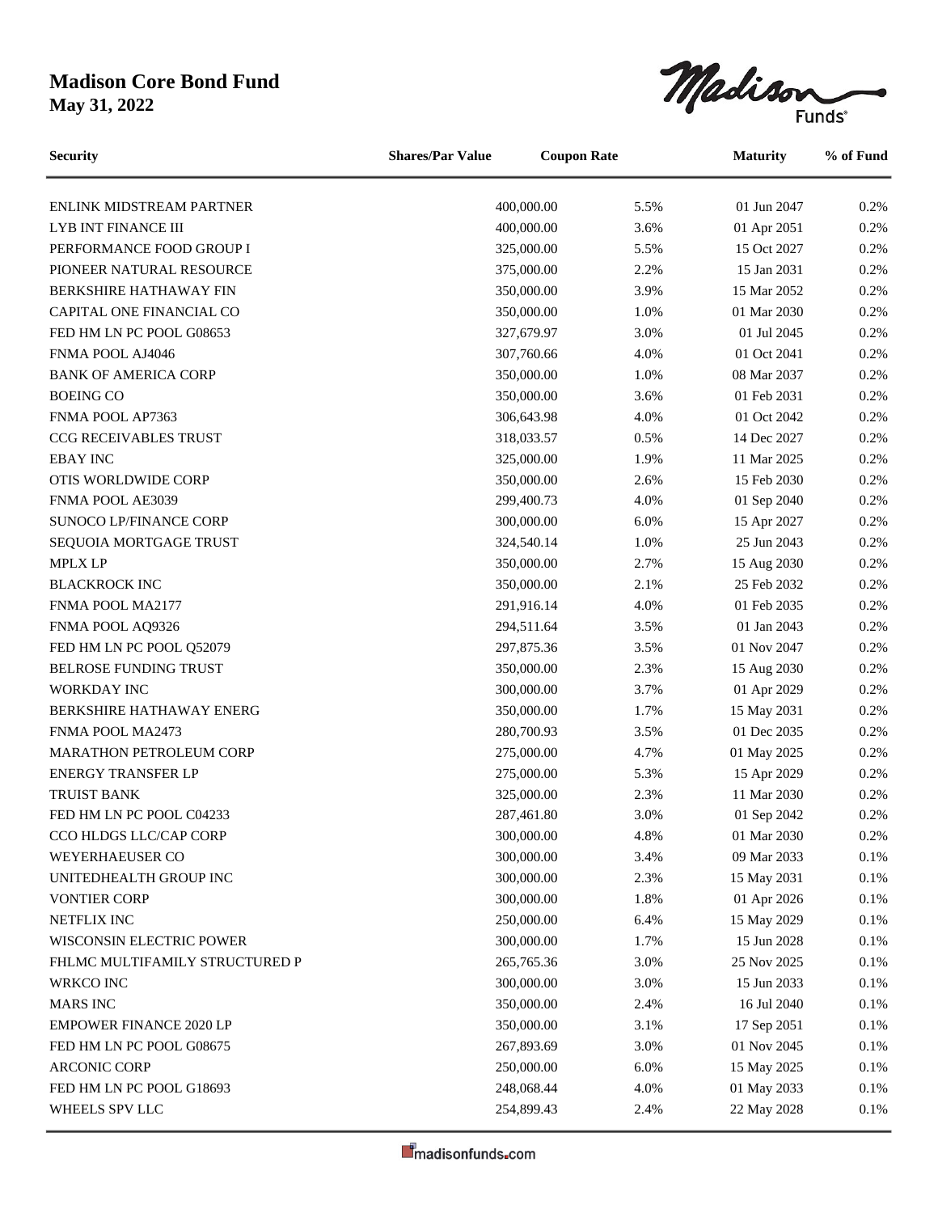# Madison Core Bond Fund

**May 31, 2022**

| Security | Shares/Par Value | Coupon Rate | Maturity | % of Fund |
|---|---|---|---|---|
| ENLINK MIDSTREAM PARTNER | 400,000.00 | 5.5% | 01 Jun 2047 | 0.2% |
| LYB INT FINANCE III | 400,000.00 | 3.6% | 01 Apr 2051 | 0.2% |
| PERFORMANCE FOOD GROUP I | 325,000.00 | 5.5% | 15 Oct 2027 | 0.2% |
| PIONEER NATURAL RESOURCE | 375,000.00 | 2.2% | 15 Jan 2031 | 0.2% |
| BERKSHIRE HATHAWAY FIN | 350,000.00 | 3.9% | 15 Mar 2052 | 0.2% |
| CAPITAL ONE FINANCIAL CO | 350,000.00 | 1.0% | 01 Mar 2030 | 0.2% |
| FED HM LN PC POOL G08653 | 327,679.97 | 3.0% | 01 Jul 2045 | 0.2% |
| FNMA POOL AJ4046 | 307,760.66 | 4.0% | 01 Oct 2041 | 0.2% |
| BANK OF AMERICA CORP | 350,000.00 | 1.0% | 08 Mar 2037 | 0.2% |
| BOEING CO | 350,000.00 | 3.6% | 01 Feb 2031 | 0.2% |
| FNMA POOL AP7363 | 306,643.98 | 4.0% | 01 Oct 2042 | 0.2% |
| CCG RECEIVABLES TRUST | 318,033.57 | 0.5% | 14 Dec 2027 | 0.2% |
| EBAY INC | 325,000.00 | 1.9% | 11 Mar 2025 | 0.2% |
| OTIS WORLDWIDE CORP | 350,000.00 | 2.6% | 15 Feb 2030 | 0.2% |
| FNMA POOL AE3039 | 299,400.73 | 4.0% | 01 Sep 2040 | 0.2% |
| SUNOCO LP/FINANCE CORP | 300,000.00 | 6.0% | 15 Apr 2027 | 0.2% |
| SEQUOIA MORTGAGE TRUST | 324,540.14 | 1.0% | 25 Jun 2043 | 0.2% |
| MPLX LP | 350,000.00 | 2.7% | 15 Aug 2030 | 0.2% |
| BLACKROCK INC | 350,000.00 | 2.1% | 25 Feb 2032 | 0.2% |
| FNMA POOL MA2177 | 291,916.14 | 4.0% | 01 Feb 2035 | 0.2% |
| FNMA POOL AQ9326 | 294,511.64 | 3.5% | 01 Jan 2043 | 0.2% |
| FED HM LN PC POOL Q52079 | 297,875.36 | 3.5% | 01 Nov 2047 | 0.2% |
| BELROSE FUNDING TRUST | 350,000.00 | 2.3% | 15 Aug 2030 | 0.2% |
| WORKDAY INC | 300,000.00 | 3.7% | 01 Apr 2029 | 0.2% |
| BERKSHIRE HATHAWAY ENERG | 350,000.00 | 1.7% | 15 May 2031 | 0.2% |
| FNMA POOL MA2473 | 280,700.93 | 3.5% | 01 Dec 2035 | 0.2% |
| MARATHON PETROLEUM CORP | 275,000.00 | 4.7% | 01 May 2025 | 0.2% |
| ENERGY TRANSFER LP | 275,000.00 | 5.3% | 15 Apr 2029 | 0.2% |
| TRUIST BANK | 325,000.00 | 2.3% | 11 Mar 2030 | 0.2% |
| FED HM LN PC POOL C04233 | 287,461.80 | 3.0% | 01 Sep 2042 | 0.2% |
| CCO HLDGS LLC/CAP CORP | 300,000.00 | 4.8% | 01 Mar 2030 | 0.2% |
| WEYERHAEUSER CO | 300,000.00 | 3.4% | 09 Mar 2033 | 0.1% |
| UNITEDHEALTH GROUP INC | 300,000.00 | 2.3% | 15 May 2031 | 0.1% |
| VONTIER CORP | 300,000.00 | 1.8% | 01 Apr 2026 | 0.1% |
| NETFLIX INC | 250,000.00 | 6.4% | 15 May 2029 | 0.1% |
| WISCONSIN ELECTRIC POWER | 300,000.00 | 1.7% | 15 Jun 2028 | 0.1% |
| FHLMC MULTIFAMILY STRUCTURED P | 265,765.36 | 3.0% | 25 Nov 2025 | 0.1% |
| WRKCO INC | 300,000.00 | 3.0% | 15 Jun 2033 | 0.1% |
| MARS INC | 350,000.00 | 2.4% | 16 Jul 2040 | 0.1% |
| EMPOWER FINANCE 2020 LP | 350,000.00 | 3.1% | 17 Sep 2051 | 0.1% |
| FED HM LN PC POOL G08675 | 267,893.69 | 3.0% | 01 Nov 2045 | 0.1% |
| ARCONIC CORP | 250,000.00 | 6.0% | 15 May 2025 | 0.1% |
| FED HM LN PC POOL G18693 | 248,068.44 | 4.0% | 01 May 2033 | 0.1% |
| WHEELS SPV LLC | 254,899.43 | 2.4% | 22 May 2028 | 0.1% |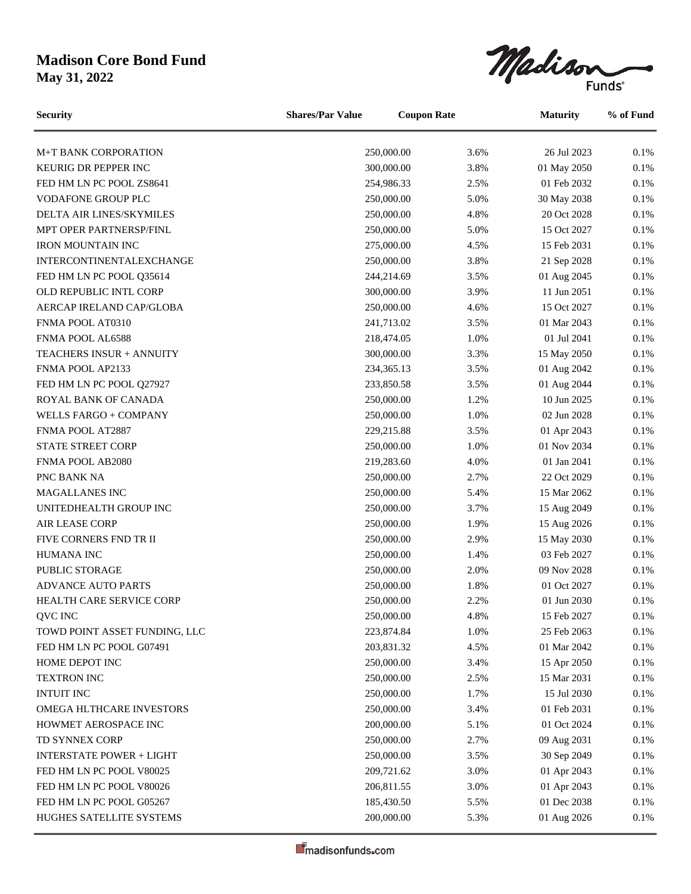# Madison Core Bond Fund

**May 31, 2022**

| Security | Shares/Par Value | Coupon Rate | Maturity | % of Fund |
|---|---|---|---|---|
| M+T BANK CORPORATION | 250,000.00 | 3.6% | 26 Jul 2023 | 0.1% |
| KEURIG DR PEPPER INC | 300,000.00 | 3.8% | 01 May 2050 | 0.1% |
| FED HM LN PC POOL ZS8641 | 254,986.33 | 2.5% | 01 Feb 2032 | 0.1% |
| VODAFONE GROUP PLC | 250,000.00 | 5.0% | 30 May 2038 | 0.1% |
| DELTA AIR LINES/SKYMILES | 250,000.00 | 4.8% | 20 Oct 2028 | 0.1% |
| MPT OPER PARTNERSP/FINL | 250,000.00 | 5.0% | 15 Oct 2027 | 0.1% |
| IRON MOUNTAIN INC | 275,000.00 | 4.5% | 15 Feb 2031 | 0.1% |
| INTERCONTINENTALEXCHANGE | 250,000.00 | 3.8% | 21 Sep 2028 | 0.1% |
| FED HM LN PC POOL Q35614 | 244,214.69 | 3.5% | 01 Aug 2045 | 0.1% |
| OLD REPUBLIC INTL CORP | 300,000.00 | 3.9% | 11 Jun 2051 | 0.1% |
| AERCAP IRELAND CAP/GLOBA | 250,000.00 | 4.6% | 15 Oct 2027 | 0.1% |
| FNMA POOL AT0310 | 241,713.02 | 3.5% | 01 Mar 2043 | 0.1% |
| FNMA POOL AL6588 | 218,474.05 | 1.0% | 01 Jul 2041 | 0.1% |
| TEACHERS INSUR + ANNUITY | 300,000.00 | 3.3% | 15 May 2050 | 0.1% |
| FNMA POOL AP2133 | 234,365.13 | 3.5% | 01 Aug 2042 | 0.1% |
| FED HM LN PC POOL Q27927 | 233,850.58 | 3.5% | 01 Aug 2044 | 0.1% |
| ROYAL BANK OF CANADA | 250,000.00 | 1.2% | 10 Jun 2025 | 0.1% |
| WELLS FARGO + COMPANY | 250,000.00 | 1.0% | 02 Jun 2028 | 0.1% |
| FNMA POOL AT2887 | 229,215.88 | 3.5% | 01 Apr 2043 | 0.1% |
| STATE STREET CORP | 250,000.00 | 1.0% | 01 Nov 2034 | 0.1% |
| FNMA POOL AB2080 | 219,283.60 | 4.0% | 01 Jan 2041 | 0.1% |
| PNC BANK NA | 250,000.00 | 2.7% | 22 Oct 2029 | 0.1% |
| MAGALLANES INC | 250,000.00 | 5.4% | 15 Mar 2062 | 0.1% |
| UNITEDHEALTH GROUP INC | 250,000.00 | 3.7% | 15 Aug 2049 | 0.1% |
| AIR LEASE CORP | 250,000.00 | 1.9% | 15 Aug 2026 | 0.1% |
| FIVE CORNERS FND TR II | 250,000.00 | 2.9% | 15 May 2030 | 0.1% |
| HUMANA INC | 250,000.00 | 1.4% | 03 Feb 2027 | 0.1% |
| PUBLIC STORAGE | 250,000.00 | 2.0% | 09 Nov 2028 | 0.1% |
| ADVANCE AUTO PARTS | 250,000.00 | 1.8% | 01 Oct 2027 | 0.1% |
| HEALTH CARE SERVICE CORP | 250,000.00 | 2.2% | 01 Jun 2030 | 0.1% |
| QVC INC | 250,000.00 | 4.8% | 15 Feb 2027 | 0.1% |
| TOWD POINT ASSET FUNDING, LLC | 223,874.84 | 1.0% | 25 Feb 2063 | 0.1% |
| FED HM LN PC POOL G07491 | 203,831.32 | 4.5% | 01 Mar 2042 | 0.1% |
| HOME DEPOT INC | 250,000.00 | 3.4% | 15 Apr 2050 | 0.1% |
| TEXTRON INC | 250,000.00 | 2.5% | 15 Mar 2031 | 0.1% |
| INTUIT INC | 250,000.00 | 1.7% | 15 Jul 2030 | 0.1% |
| OMEGA HLTHCARE INVESTORS | 250,000.00 | 3.4% | 01 Feb 2031 | 0.1% |
| HOWMET AEROSPACE INC | 200,000.00 | 5.1% | 01 Oct 2024 | 0.1% |
| TD SYNNEX CORP | 250,000.00 | 2.7% | 09 Aug 2031 | 0.1% |
| INTERSTATE POWER + LIGHT | 250,000.00 | 3.5% | 30 Sep 2049 | 0.1% |
| FED HM LN PC POOL V80025 | 209,721.62 | 3.0% | 01 Apr 2043 | 0.1% |
| FED HM LN PC POOL V80026 | 206,811.55 | 3.0% | 01 Apr 2043 | 0.1% |
| FED HM LN PC POOL G05267 | 185,430.50 | 5.5% | 01 Dec 2038 | 0.1% |
| HUGHES SATELLITE SYSTEMS | 200,000.00 | 5.3% | 01 Aug 2026 | 0.1% |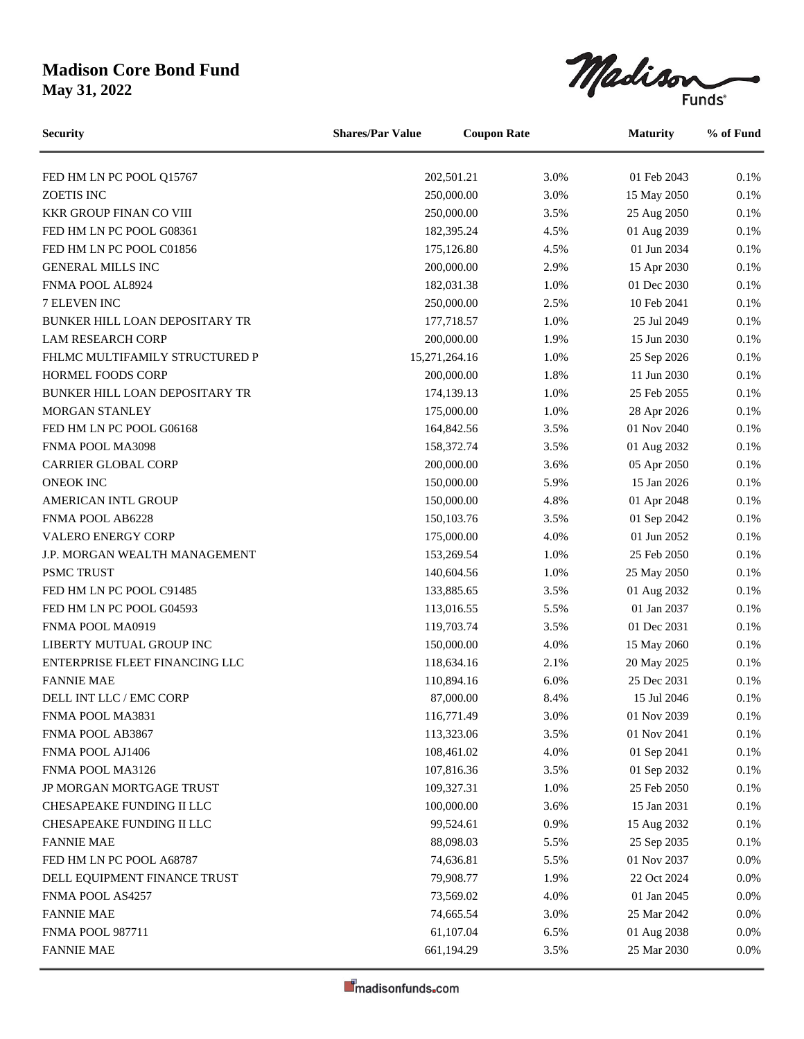# Madison Core Bond Fund
**May 31, 2022**

| Security | Shares/Par Value | Coupon Rate | Maturity | % of Fund |
|---|---|---|---|---|
| FED HM LN PC POOL Q15767 | 202,501.21 | 3.0% | 01 Feb 2043 | 0.1% |
| ZOETIS INC | 250,000.00 | 3.0% | 15 May 2050 | 0.1% |
| KKR GROUP FINAN CO VIII | 250,000.00 | 3.5% | 25 Aug 2050 | 0.1% |
| FED HM LN PC POOL G08361 | 182,395.24 | 4.5% | 01 Aug 2039 | 0.1% |
| FED HM LN PC POOL C01856 | 175,126.80 | 4.5% | 01 Jun 2034 | 0.1% |
| GENERAL MILLS INC | 200,000.00 | 2.9% | 15 Apr 2030 | 0.1% |
| FNMA POOL AL8924 | 182,031.38 | 1.0% | 01 Dec 2030 | 0.1% |
| 7 ELEVEN INC | 250,000.00 | 2.5% | 10 Feb 2041 | 0.1% |
| BUNKER HILL LOAN DEPOSITARY TR | 177,718.57 | 1.0% | 25 Jul 2049 | 0.1% |
| LAM RESEARCH CORP | 200,000.00 | 1.9% | 15 Jun 2030 | 0.1% |
| FHLMC MULTIFAMILY STRUCTURED P | 15,271,264.16 | 1.0% | 25 Sep 2026 | 0.1% |
| HORMEL FOODS CORP | 200,000.00 | 1.8% | 11 Jun 2030 | 0.1% |
| BUNKER HILL LOAN DEPOSITARY TR | 174,139.13 | 1.0% | 25 Feb 2055 | 0.1% |
| MORGAN STANLEY | 175,000.00 | 1.0% | 28 Apr 2026 | 0.1% |
| FED HM LN PC POOL G06168 | 164,842.56 | 3.5% | 01 Nov 2040 | 0.1% |
| FNMA POOL MA3098 | 158,372.74 | 3.5% | 01 Aug 2032 | 0.1% |
| CARRIER GLOBAL CORP | 200,000.00 | 3.6% | 05 Apr 2050 | 0.1% |
| ONEOK INC | 150,000.00 | 5.9% | 15 Jan 2026 | 0.1% |
| AMERICAN INTL GROUP | 150,000.00 | 4.8% | 01 Apr 2048 | 0.1% |
| FNMA POOL AB6228 | 150,103.76 | 3.5% | 01 Sep 2042 | 0.1% |
| VALERO ENERGY CORP | 175,000.00 | 4.0% | 01 Jun 2052 | 0.1% |
| J.P. MORGAN WEALTH MANAGEMENT | 153,269.54 | 1.0% | 25 Feb 2050 | 0.1% |
| PSMC TRUST | 140,604.56 | 1.0% | 25 May 2050 | 0.1% |
| FED HM LN PC POOL C91485 | 133,885.65 | 3.5% | 01 Aug 2032 | 0.1% |
| FED HM LN PC POOL G04593 | 113,016.55 | 5.5% | 01 Jan 2037 | 0.1% |
| FNMA POOL MA0919 | 119,703.74 | 3.5% | 01 Dec 2031 | 0.1% |
| LIBERTY MUTUAL GROUP INC | 150,000.00 | 4.0% | 15 May 2060 | 0.1% |
| ENTERPRISE FLEET FINANCING LLC | 118,634.16 | 2.1% | 20 May 2025 | 0.1% |
| FANNIE MAE | 110,894.16 | 6.0% | 25 Dec 2031 | 0.1% |
| DELL INT LLC / EMC CORP | 87,000.00 | 8.4% | 15 Jul 2046 | 0.1% |
| FNMA POOL MA3831 | 116,771.49 | 3.0% | 01 Nov 2039 | 0.1% |
| FNMA POOL AB3867 | 113,323.06 | 3.5% | 01 Nov 2041 | 0.1% |
| FNMA POOL AJ1406 | 108,461.02 | 4.0% | 01 Sep 2041 | 0.1% |
| FNMA POOL MA3126 | 107,816.36 | 3.5% | 01 Sep 2032 | 0.1% |
| JP MORGAN MORTGAGE TRUST | 109,327.31 | 1.0% | 25 Feb 2050 | 0.1% |
| CHESAPEAKE FUNDING II LLC | 100,000.00 | 3.6% | 15 Jan 2031 | 0.1% |
| CHESAPEAKE FUNDING II LLC | 99,524.61 | 0.9% | 15 Aug 2032 | 0.1% |
| FANNIE MAE | 88,098.03 | 5.5% | 25 Sep 2035 | 0.1% |
| FED HM LN PC POOL A68787 | 74,636.81 | 5.5% | 01 Nov 2037 | 0.0% |
| DELL EQUIPMENT FINANCE TRUST | 79,908.77 | 1.9% | 22 Oct 2024 | 0.0% |
| FNMA POOL AS4257 | 73,569.02 | 4.0% | 01 Jan 2045 | 0.0% |
| FANNIE MAE | 74,665.54 | 3.0% | 25 Mar 2042 | 0.0% |
| FNMA POOL 987711 | 61,107.04 | 6.5% | 01 Aug 2038 | 0.0% |
| FANNIE MAE | 661,194.29 | 3.5% | 25 Mar 2030 | 0.0% |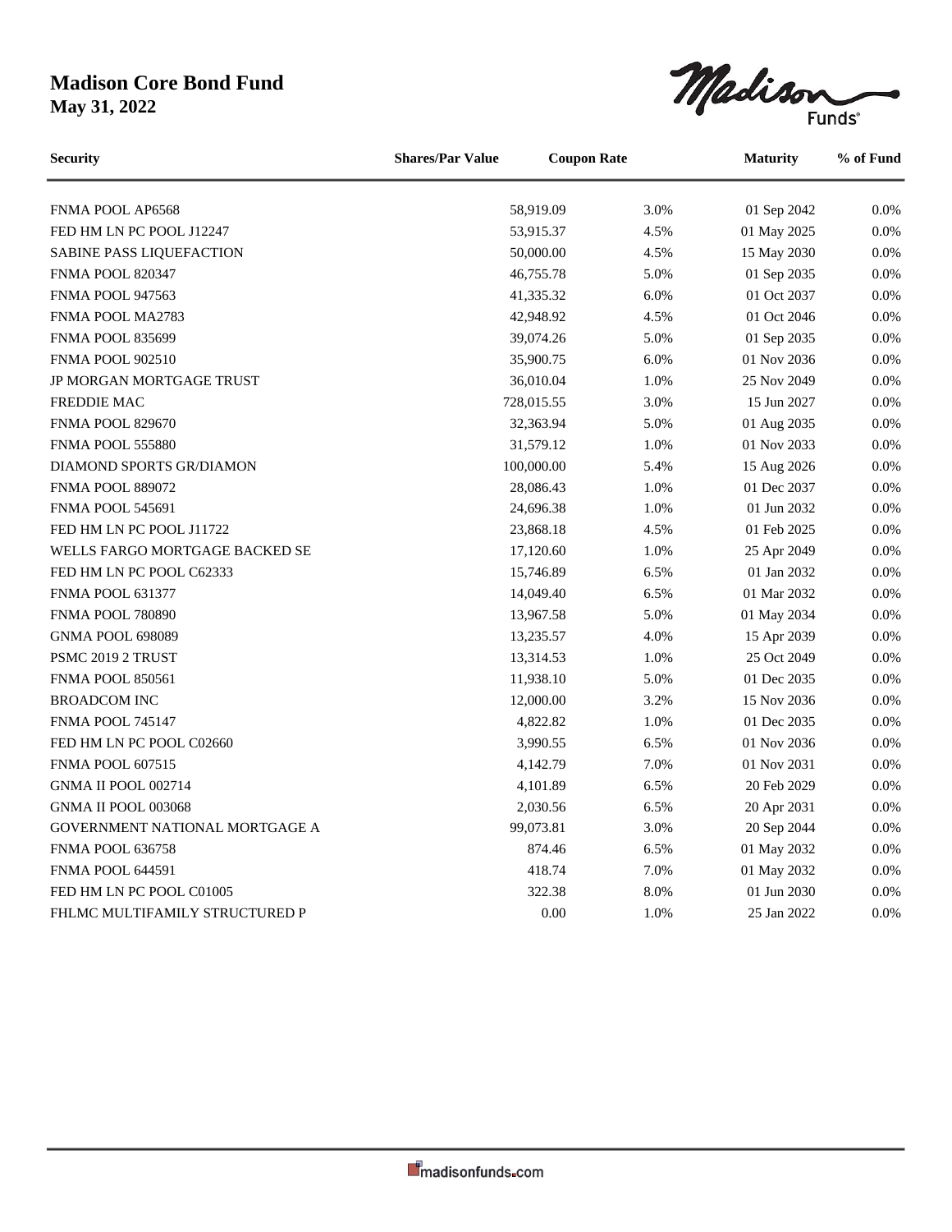# Madison Core Bond Fund

**May 31, 2022**

| Security | Shares/Par Value | Coupon Rate | Maturity | % of Fund |
|---|---|---|---|---|
| FNMA POOL AP6568 | 58,919.09 | 3.0% | 01 Sep 2042 | 0.0% |
| FED HM LN PC POOL J12247 | 53,915.37 | 4.5% | 01 May 2025 | 0.0% |
| SABINE PASS LIQUEFACTION | 50,000.00 | 4.5% | 15 May 2030 | 0.0% |
| FNMA POOL 820347 | 46,755.78 | 5.0% | 01 Sep 2035 | 0.0% |
| FNMA POOL 947563 | 41,335.32 | 6.0% | 01 Oct 2037 | 0.0% |
| FNMA POOL MA2783 | 42,948.92 | 4.5% | 01 Oct 2046 | 0.0% |
| FNMA POOL 835699 | 39,074.26 | 5.0% | 01 Sep 2035 | 0.0% |
| FNMA POOL 902510 | 35,900.75 | 6.0% | 01 Nov 2036 | 0.0% |
| JP MORGAN MORTGAGE TRUST | 36,010.04 | 1.0% | 25 Nov 2049 | 0.0% |
| FREDDIE MAC | 728,015.55 | 3.0% | 15 Jun 2027 | 0.0% |
| FNMA POOL 829670 | 32,363.94 | 5.0% | 01 Aug 2035 | 0.0% |
| FNMA POOL 555880 | 31,579.12 | 1.0% | 01 Nov 2033 | 0.0% |
| DIAMOND SPORTS GR/DIAMON | 100,000.00 | 5.4% | 15 Aug 2026 | 0.0% |
| FNMA POOL 889072 | 28,086.43 | 1.0% | 01 Dec 2037 | 0.0% |
| FNMA POOL 545691 | 24,696.38 | 1.0% | 01 Jun 2032 | 0.0% |
| FED HM LN PC POOL J11722 | 23,868.18 | 4.5% | 01 Feb 2025 | 0.0% |
| WELLS FARGO MORTGAGE BACKED SE | 17,120.60 | 1.0% | 25 Apr 2049 | 0.0% |
| FED HM LN PC POOL C62333 | 15,746.89 | 6.5% | 01 Jan 2032 | 0.0% |
| FNMA POOL 631377 | 14,049.40 | 6.5% | 01 Mar 2032 | 0.0% |
| FNMA POOL 780890 | 13,967.58 | 5.0% | 01 May 2034 | 0.0% |
| GNMA POOL 698089 | 13,235.57 | 4.0% | 15 Apr 2039 | 0.0% |
| PSMC 2019 2 TRUST | 13,314.53 | 1.0% | 25 Oct 2049 | 0.0% |
| FNMA POOL 850561 | 11,938.10 | 5.0% | 01 Dec 2035 | 0.0% |
| BROADCOM INC | 12,000.00 | 3.2% | 15 Nov 2036 | 0.0% |
| FNMA POOL 745147 | 4,822.82 | 1.0% | 01 Dec 2035 | 0.0% |
| FED HM LN PC POOL C02660 | 3,990.55 | 6.5% | 01 Nov 2036 | 0.0% |
| FNMA POOL 607515 | 4,142.79 | 7.0% | 01 Nov 2031 | 0.0% |
| GNMA II POOL 002714 | 4,101.89 | 6.5% | 20 Feb 2029 | 0.0% |
| GNMA II POOL 003068 | 2,030.56 | 6.5% | 20 Apr 2031 | 0.0% |
| GOVERNMENT NATIONAL MORTGAGE A | 99,073.81 | 3.0% | 20 Sep 2044 | 0.0% |
| FNMA POOL 636758 | 874.46 | 6.5% | 01 May 2032 | 0.0% |
| FNMA POOL 644591 | 418.74 | 7.0% | 01 May 2032 | 0.0% |
| FED HM LN PC POOL C01005 | 322.38 | 8.0% | 01 Jun 2030 | 0.0% |
| FHLMC MULTIFAMILY STRUCTURED P | 0.00 | 1.0% | 25 Jan 2022 | 0.0% |